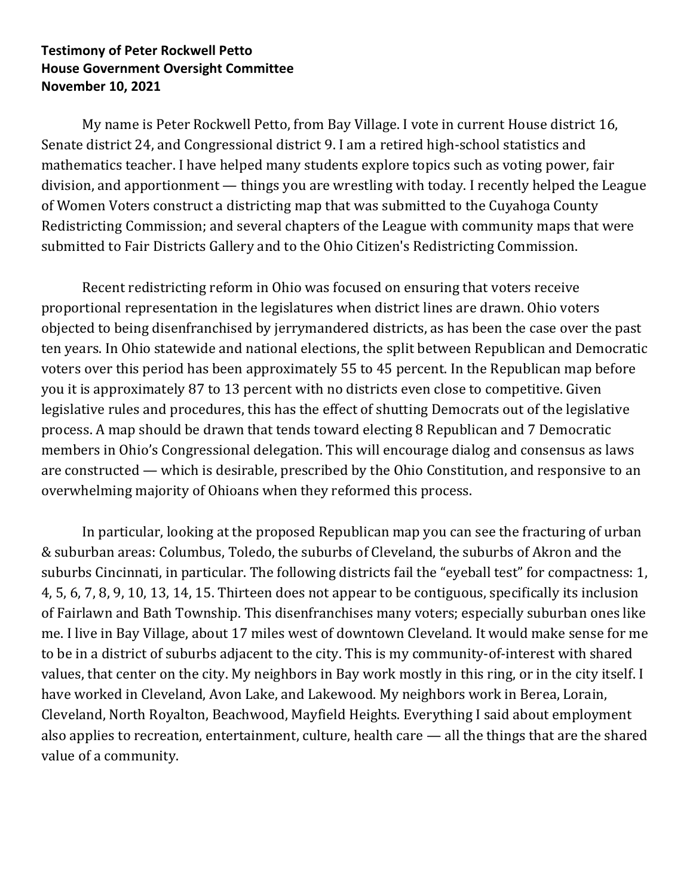**Testimony of Peter Rockwell Petto**
**House Government Oversight Committee**
**November 10, 2021**

My name is Peter Rockwell Petto, from Bay Village. I vote in current House district 16, Senate district 24, and Congressional district 9. I am a retired high-school statistics and mathematics teacher. I have helped many students explore topics such as voting power, fair division, and apportionment — things you are wrestling with today. I recently helped the League of Women Voters construct a districting map that was submitted to the Cuyahoga County Redistricting Commission; and several chapters of the League with community maps that were submitted to Fair Districts Gallery and to the Ohio Citizen's Redistricting Commission.

Recent redistricting reform in Ohio was focused on ensuring that voters receive proportional representation in the legislatures when district lines are drawn. Ohio voters objected to being disenfranchised by jerrymandered districts, as has been the case over the past ten years. In Ohio statewide and national elections, the split between Republican and Democratic voters over this period has been approximately 55 to 45 percent. In the Republican map before you it is approximately 87 to 13 percent with no districts even close to competitive. Given legislative rules and procedures, this has the effect of shutting Democrats out of the legislative process. A map should be drawn that tends toward electing 8 Republican and 7 Democratic members in Ohio's Congressional delegation. This will encourage dialog and consensus as laws are constructed — which is desirable, prescribed by the Ohio Constitution, and responsive to an overwhelming majority of Ohioans when they reformed this process.

In particular, looking at the proposed Republican map you can see the fracturing of urban & suburban areas: Columbus, Toledo, the suburbs of Cleveland, the suburbs of Akron and the suburbs Cincinnati, in particular. The following districts fail the "eyeball test" for compactness: 1, 4, 5, 6, 7, 8, 9, 10, 13, 14, 15. Thirteen does not appear to be contiguous, specifically its inclusion of Fairlawn and Bath Township. This disenfranchises many voters; especially suburban ones like me. I live in Bay Village, about 17 miles west of downtown Cleveland. It would make sense for me to be in a district of suburbs adjacent to the city. This is my community-of-interest with shared values, that center on the city. My neighbors in Bay work mostly in this ring, or in the city itself. I have worked in Cleveland, Avon Lake, and Lakewood. My neighbors work in Berea, Lorain, Cleveland, North Royalton, Beachwood, Mayfield Heights. Everything I said about employment also applies to recreation, entertainment, culture, health care — all the things that are the shared value of a community.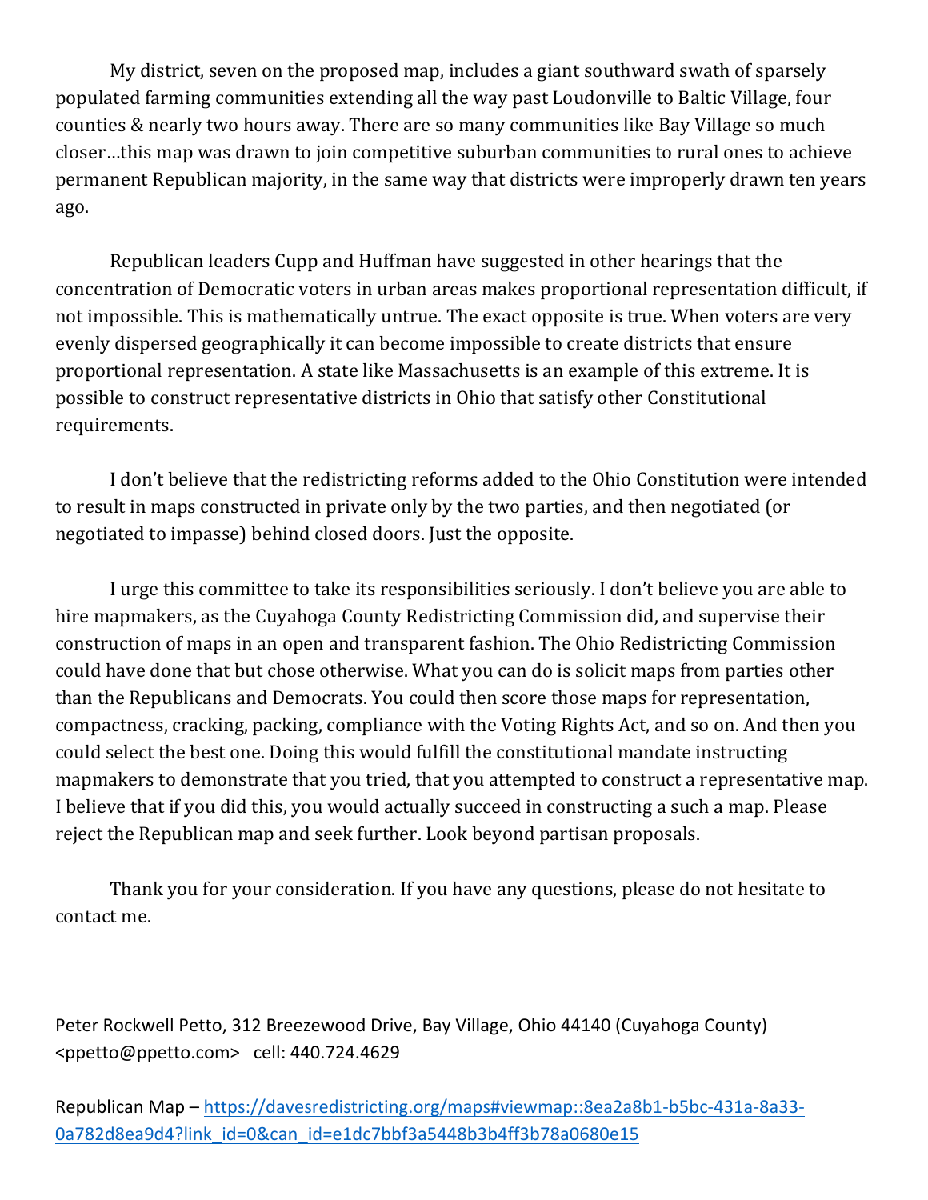My district, seven on the proposed map, includes a giant southward swath of sparsely populated farming communities extending all the way past Loudonville to Baltic Village, four counties & nearly two hours away. There are so many communities like Bay Village so much closer…this map was drawn to join competitive suburban communities to rural ones to achieve permanent Republican majority, in the same way that districts were improperly drawn ten years ago.

Republican leaders Cupp and Huffman have suggested in other hearings that the concentration of Democratic voters in urban areas makes proportional representation difficult, if not impossible. This is mathematically untrue. The exact opposite is true. When voters are very evenly dispersed geographically it can become impossible to create districts that ensure proportional representation. A state like Massachusetts is an example of this extreme. It is possible to construct representative districts in Ohio that satisfy other Constitutional requirements.

I don't believe that the redistricting reforms added to the Ohio Constitution were intended to result in maps constructed in private only by the two parties, and then negotiated (or negotiated to impasse) behind closed doors. Just the opposite.

I urge this committee to take its responsibilities seriously. I don't believe you are able to hire mapmakers, as the Cuyahoga County Redistricting Commission did, and supervise their construction of maps in an open and transparent fashion. The Ohio Redistricting Commission could have done that but chose otherwise. What you can do is solicit maps from parties other than the Republicans and Democrats. You could then score those maps for representation, compactness, cracking, packing, compliance with the Voting Rights Act, and so on. And then you could select the best one. Doing this would fulfill the constitutional mandate instructing mapmakers to demonstrate that you tried, that you attempted to construct a representative map. I believe that if you did this, you would actually succeed in constructing a such a map. Please reject the Republican map and seek further. Look beyond partisan proposals.

Thank you for your consideration. If you have any questions, please do not hesitate to contact me.

Peter Rockwell Petto, 312 Breezewood Drive, Bay Village, Ohio 44140 (Cuyahoga County) <ppetto@ppetto.com> cell: 440.724.4629

Republican Map – https://davesredistricting.org/maps#viewmap::8ea2a8b1-b5bc-431a-8a33-0a782d8ea9d4?link_id=0&can_id=e1dc7bbf3a5448b3b4ff3b78a0680e15